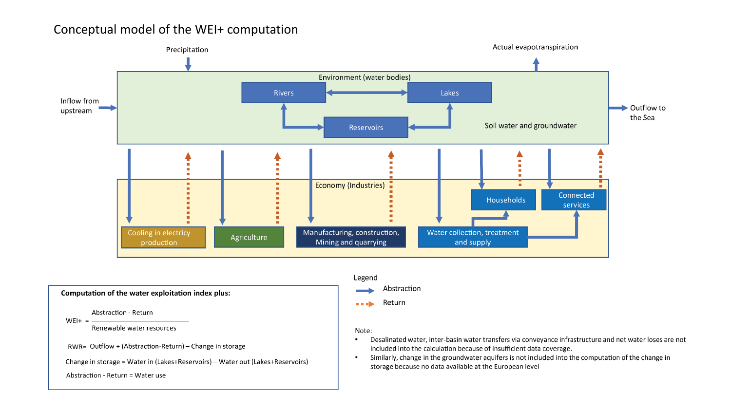# Conceptual model of the WEI+ computation

Precipitation

Actual evapotranspiration

Inflow from upstream

Environment (water bodies)

Rivers

Lakes

Reservoirs

Soil water and groundwater

Outflow to the Sea

Economy (Industries)

Cooling in electricy production

Agriculture

Manufacturing, construction, Mining and quarrying

Water collection, treatment and supply

Households

Connected services

Legend

Abstraction

Return

**Computation of the water exploitation index plus:**

$$WEI+ = \frac{\text{Abstraction - Return}}{\text{Renewable water resources}}$$

RWR= Outflow + (Abstraction-Return) – Change in storage

Change in storage = Water in (Lakes+Reservoirs) – Water out (Lakes+Reservoirs)

Abstraction - Return = Water use

Note:

- Desalinated water, inter-basin water transfers via conveyance infrastructure and net water loses are not included into the calculation because of insufficient data coverage.
- Similarly, change in the groundwater aquifers is not included into the computation of the change in storage because no data available at the European level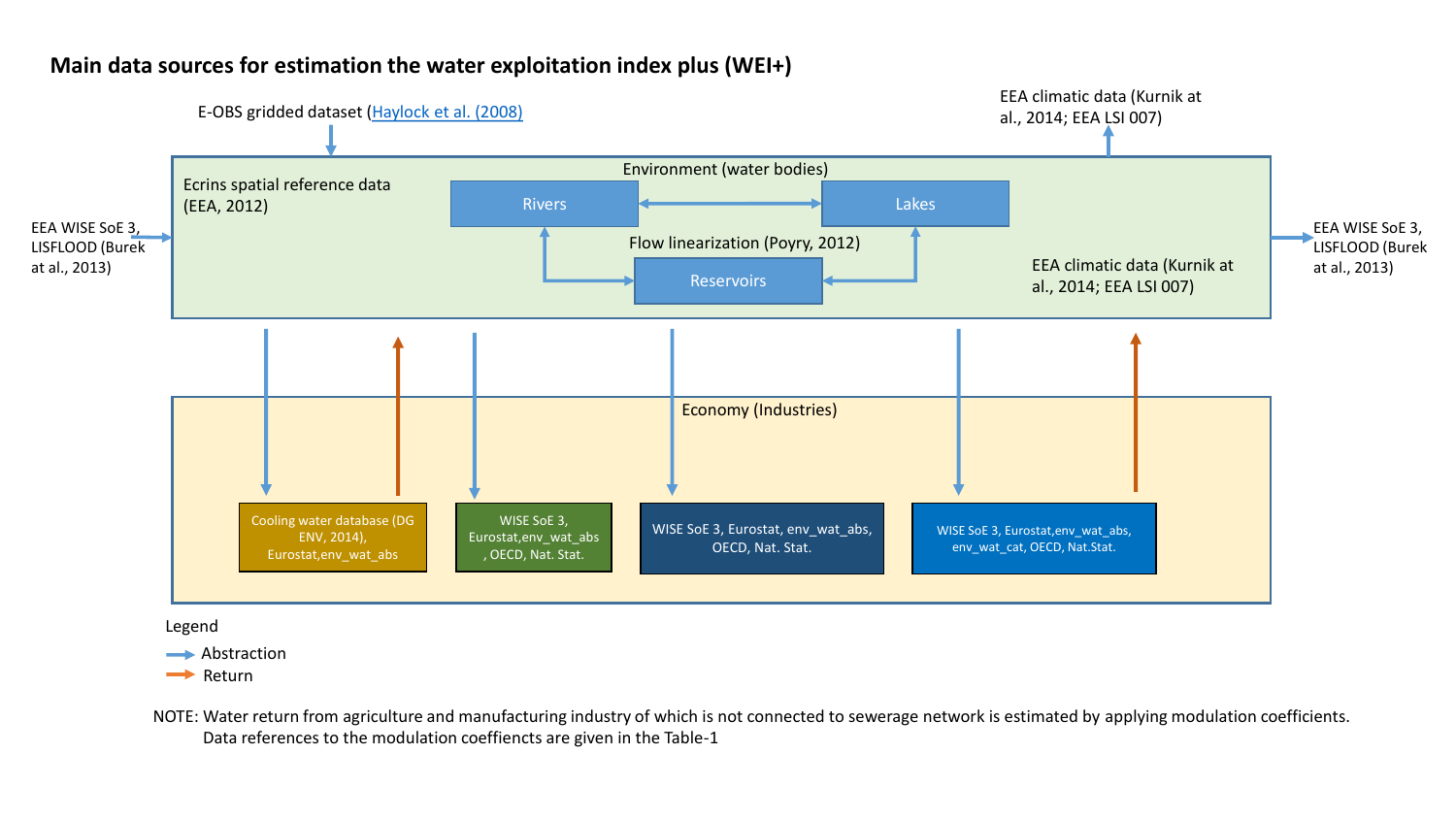## Main data sources for estimation the water exploitation index plus (WEI+)

E-OBS gridded dataset (Haylock et al. (2008)

EEA climatic data (Kurnik at al., 2014; EEA LSI 007)

EEA WISE SoE 3, LISFLOOD (Burek at al., 2013)

Ecrins spatial reference data (EEA, 2012)

Environment (water bodies)

Rivers

Lakes

Flow linearization (Poyry, 2012)

Reservoirs

EEA climatic data (Kurnik at al., 2014; EEA LSI 007)

EEA WISE SoE 3, LISFLOOD (Burek at al., 2013)

Economy (Industries)

Cooling water database (DG ENV, 2014), Eurostat,env_wat_abs

WISE SoE 3, Eurostat,env_wat_abs , OECD, Nat. Stat.

WISE SoE 3, Eurostat, env_wat_abs, OECD, Nat. Stat.

WISE SoE 3, Eurostat,env_wat_abs, env_wat_cat, OECD, Nat.Stat.

Legend

- Abstraction
- Return

NOTE: Water return from agriculture and manufacturing industry of which is not connected to sewerage network is estimated by applying modulation coefficients. Data references to the modulation coeffiencts are given in the Table-1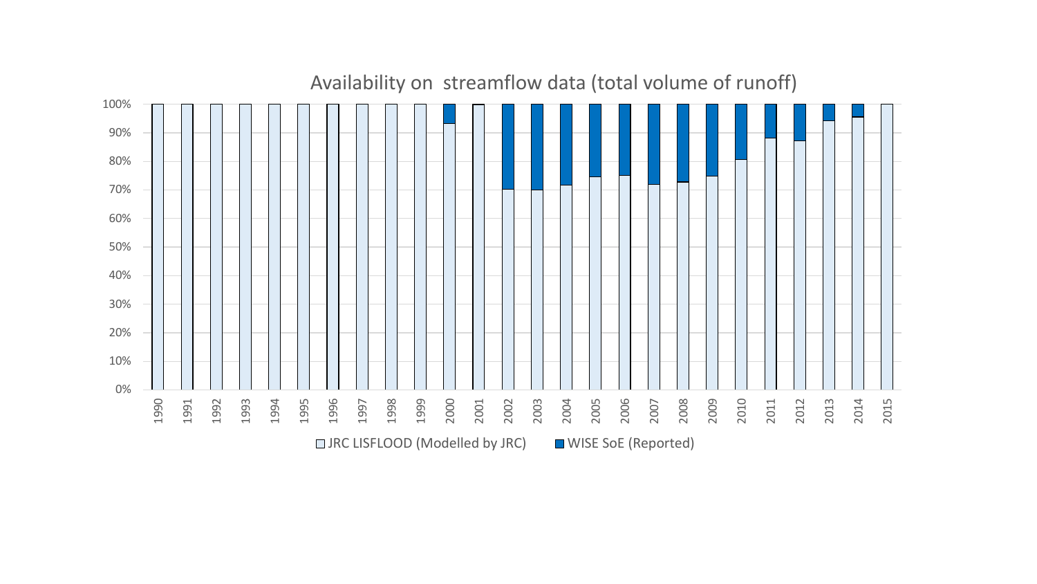Availability on streamflow data (total volume of runoff)

□ JRC LISFLOOD (Modelled by JRC) ■ WISE SoE (Reported)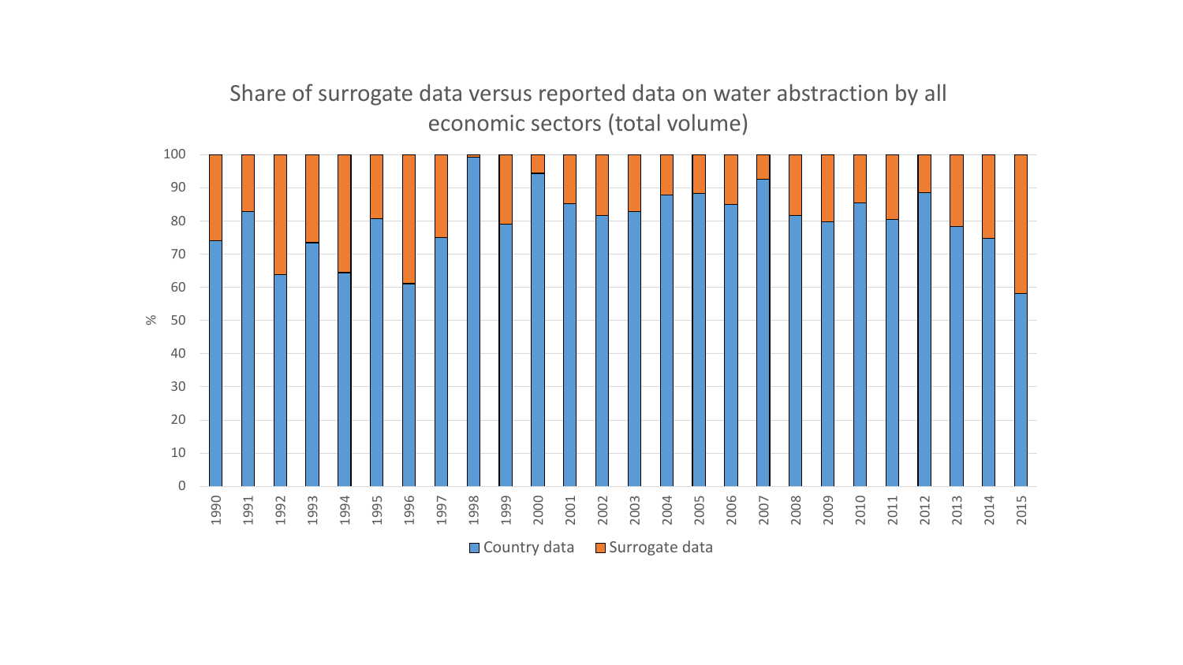Share of surrogate data versus reported data on water abstraction by all economic sectors (total volume)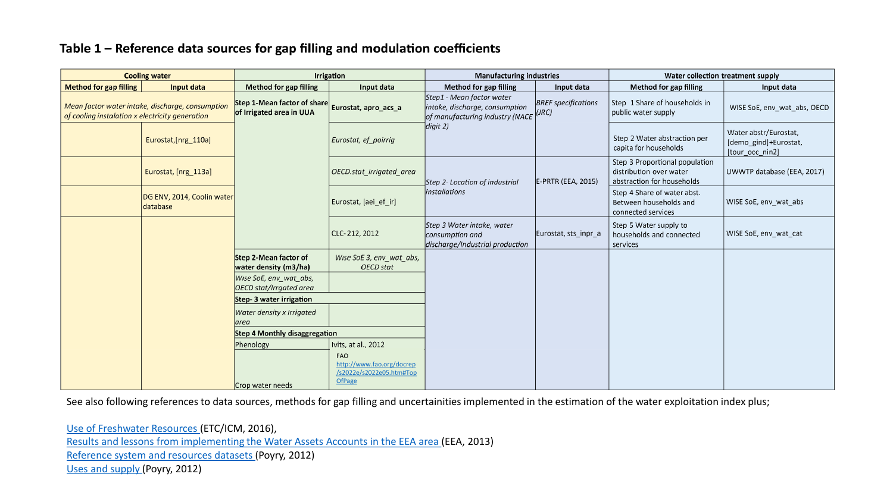## Table 1 – Reference data sources for gap filling and modulation coefficients

| Cooling water | | Irrigation | | Manufacturing industries | | Water collection treatment supply | |
|---|---|---|---|---|---|---|---|
| **Method for gap filling** | **Input data** | **Method for gap filling** | **Input data** | **Method for gap filling** | **Input data** | **Method for gap filling** | **Input data** |
| *Mean factor water intake, discharge, consumption of cooling instalation x electricity generation* | | **Step 1-Mean factor of share of Irrigated area in UUA** | Eurostat, apro_acs_a | *Step1 - Mean factor water intake, discharge, consumption of manufacturing industry (NACE digit 2)* | *BREF specifications (JRC)* | Step 1 Share of households in public water supply | WISE SoE, env_wat_abs, OECD |
| | Eurostat,[nrg_110a] | | *Eurostat, ef_poirrig* | | | Step 2 Water abstraction per capita for households | Water abstr/Eurostat, [demo_gind]+Eurostat, [tour_occ_nin2] |
| | Eurostat, [nrg_113a] | | *OECD.stat_irrigated_area* | *Step 2- Location of industrial installations* | E-PRTR (EEA, 2015) | Step 3 Proportional population distribution over water abstraction for households | UWWTP database (EEA, 2017) |
| | DG ENV, 2014, Coolin water database | | Eurostat, [aei_ef_ir] | | | Step 4 Share of water abst. Between households and connected services | WISE SoE, env_wat_abs |
| | | | CLC- 212, 2012 | *Step 3 Water intake, water consumption and discharge/Industrial production* | Eurostat, sts_inpr_a | Step 5 Water supply to households and connected services | WISE SoE, env_wat_cat |
| | | **Step 2-Mean factor of water density (m3/ha)** | *Wise SoE 3, env_wat_abs, OECD stat* | | | | |
| | | *Wise SoE, env_wat_abs, OECD stat/Irrgated area* | | | | | |
| | | **Step- 3 water irrigation** | | | | | |
| | | *Water density x Irrigated area* | | | | | |
| | | **Step 4 Monthly disaggregation** | | | | | |
| | | Phenology | Ivits, at al., 2012 | | | | |
| | | Crop water needs | FAO http://www.fao.org/docrep/s2022e/s2022e05.htm#TopOfPage | | | | |

See also following references to data sources, methods for gap filling and uncertainities implemented in the estimation of the water exploitation index plus;

Use of Freshwater Resources (ETC/ICM, 2016),
Results and lessons from implementing the Water Assets Accounts in the EEA area (EEA, 2013)
Reference system and resources datasets (Poyry, 2012)
Uses and supply (Poyry, 2012)